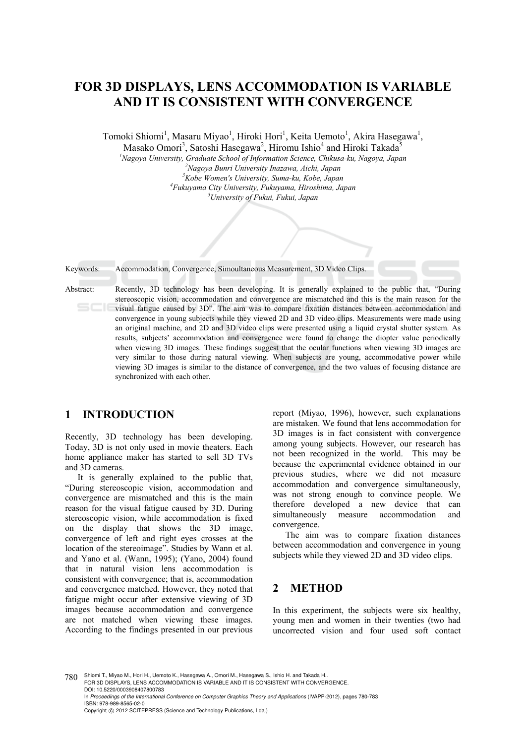# FOR 3D DISPLAYS, LENS ACCOMMODATION IS VARIABLE AND IT IS CONSISTENT WITH CONVERGENCE

Tomoki Shiomi[1], Masaru Miyao[1], Hiroki Hori[1], Keita Uemoto[1], Akira Hasegawa[1], Masako Omori[3], Satoshi Hasegawa[2], Hiromu Ishio[4] and Hiroki Takada[5]

[1] *Nagoya University, Graduate School of Information Science, Chikusa-ku, Nagoya, Japan*
[2] *Nagoya Bunri University Inazawa, Aichi, Japan*
[3] *Kobe Women's University, Suma-ku, Kobe, Japan*
[4] *Fukuyama City University, Fukuyama, Hiroshima, Japan*
[5] *University of Fukui, Fukui, Japan*

Keywords: Accommodation, Convergence, Simoultaneous Measurement, 3D Video Clips.

Abstract: Recently, 3D technology has been developing. It is generally explained to the public that, "During stereoscopic vision, accommodation and convergence are mismatched and this is the main reason for the visual fatigue caused by 3D". The aim was to compare fixation distances between accommodation and convergence in young subjects while they viewed 2D and 3D video clips. Measurements were made using an original machine, and 2D and 3D video clips were presented using a liquid crystal shutter system. As results, subjects' accommodation and convergence were found to change the diopter value periodically when viewing 3D images. These findings suggest that the ocular functions when viewing 3D images are very similar to those during natural viewing. When subjects are young, accommodative power while viewing 3D images is similar to the distance of convergence, and the two values of focusing distance are synchronized with each other.

## 1 INTRODUCTION

Recently, 3D technology has been developing. Today, 3D is not only used in movie theaters. Each home appliance maker has started to sell 3D TVs and 3D cameras.

It is generally explained to the public that, "During stereoscopic vision, accommodation and convergence are mismatched and this is the main reason for the visual fatigue caused by 3D. During stereoscopic vision, while accommodation is fixed on the display that shows the 3D image, convergence of left and right eyes crosses at the location of the stereoimage". Studies by Wann et al. and Yano et al. (Wann, 1995); (Yano, 2004) found that in natural vision lens accommodation is consistent with convergence; that is, accommodation and convergence matched. However, they noted that fatigue might occur after extensive viewing of 3D images because accommodation and convergence are not matched when viewing these images. According to the findings presented in our previous report (Miyao, 1996), however, such explanations are mistaken. We found that lens accommodation for 3D images is in fact consistent with convergence among young subjects. However, our research has not been recognized in the world. This may be because the experimental evidence obtained in our previous studies, where we did not measure accommodation and convergence simultaneously, was not strong enough to convince people. We therefore developed a new device that can simultaneously measure accommodation and convergence.

The aim was to compare fixation distances between accommodation and convergence in young subjects while they viewed 2D and 3D video clips.

## 2 METHOD

In this experiment, the subjects were six healthy, young men and women in their twenties (two had uncorrected vision and four used soft contact

Shiomi T., Miyao M., Hori H., Uemoto K., Hasegawa A., Omori M., Hasegawa S., Ishio H. and Takada H..
FOR 3D DISPLAYS, LENS ACCOMMODATION IS VARIABLE AND IT IS CONSISTENT WITH CONVERGENCE.
DOI: 10.5220/0003908407800783
In *Proceedings of the International Conference on Computer Graphics Theory and Applications* (IVAPP-2012), pages 780-783
ISBN: 978-989-8565-02-0
Copyright © 2012 SCITEPRESS (Science and Technology Publications, Lda.)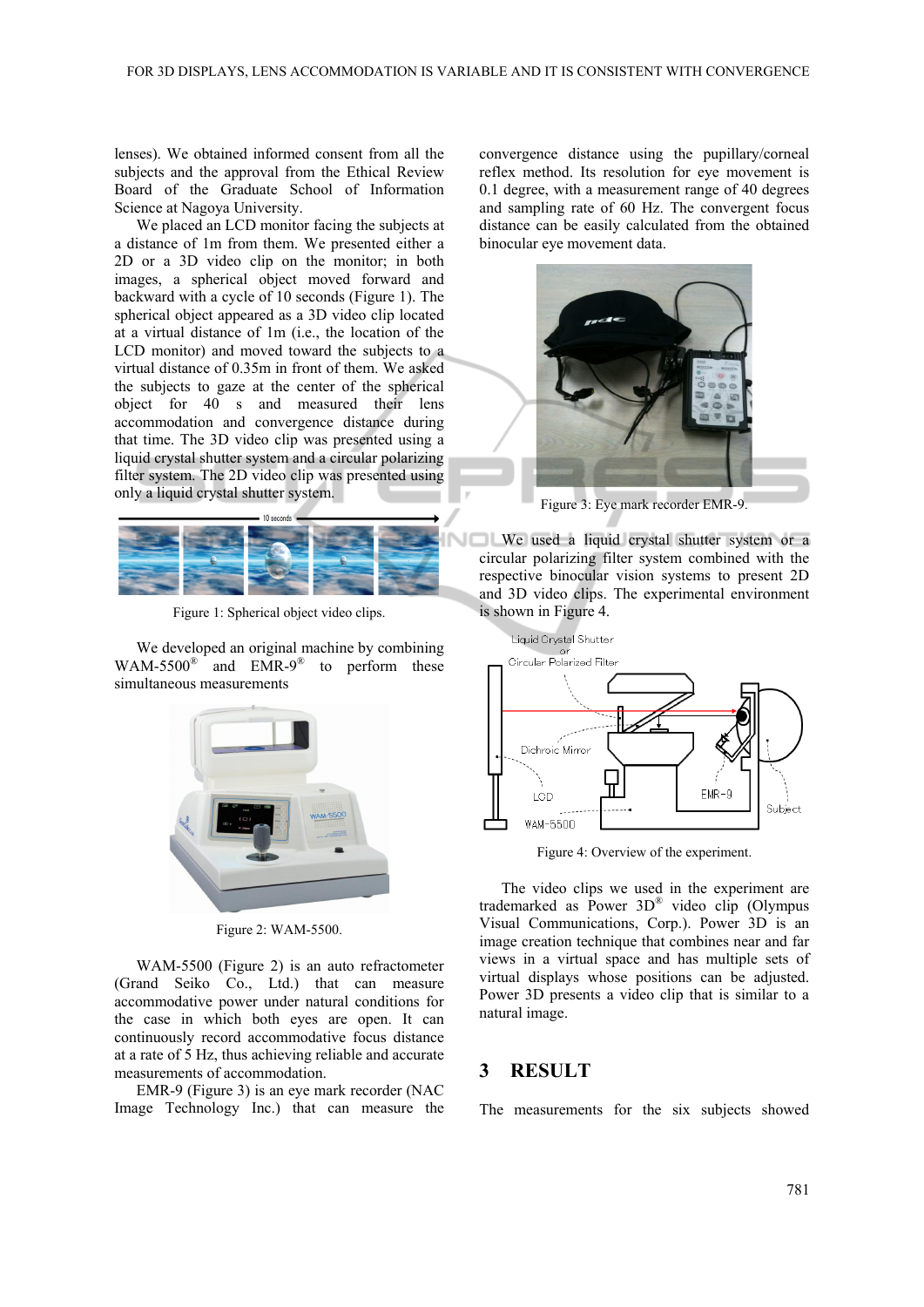lenses). We obtained informed consent from all the subjects and the approval from the Ethical Review Board of the Graduate School of Information Science at Nagoya University.

We placed an LCD monitor facing the subjects at a distance of 1m from them. We presented either a 2D or a 3D video clip on the monitor; in both images, a spherical object moved forward and backward with a cycle of 10 seconds (Figure 1). The spherical object appeared as a 3D video clip located at a virtual distance of 1m (i.e., the location of the LCD monitor) and moved toward the subjects to a virtual distance of 0.35m in front of them. We asked the subjects to gaze at the center of the spherical object for 40 s and measured their lens accommodation and convergence distance during that time. The 3D video clip was presented using a liquid crystal shutter system and a circular polarizing filter system. The 2D video clip was presented using only a liquid crystal shutter system.

Figure 1: Spherical object video clips.

We developed an original machine by combining WAM-5500® and EMR-9® to perform these simultaneous measurements

Figure 2: WAM-5500.

WAM-5500 (Figure 2) is an auto refractometer (Grand Seiko Co., Ltd.) that can measure accommodative power under natural conditions for the case in which both eyes are open. It can continuously record accommodative focus distance at a rate of 5 Hz, thus achieving reliable and accurate measurements of accommodation.

EMR-9 (Figure 3) is an eye mark recorder (NAC Image Technology Inc.) that can measure the convergence distance using the pupillary/corneal reflex method. Its resolution for eye movement is 0.1 degree, with a measurement range of 40 degrees and sampling rate of 60 Hz. The convergent focus distance can be easily calculated from the obtained binocular eye movement data.

Figure 3: Eye mark recorder EMR-9.

We used a liquid crystal shutter system or a circular polarizing filter system combined with the respective binocular vision systems to present 2D and 3D video clips. The experimental environment is shown in Figure 4.

Figure 4: Overview of the experiment.

The video clips we used in the experiment are trademarked as Power 3D® video clip (Olympus Visual Communications, Corp.). Power 3D is an image creation technique that combines near and far views in a virtual space and has multiple sets of virtual displays whose positions can be adjusted. Power 3D presents a video clip that is similar to a natural image.

## 3 RESULT

The measurements for the six subjects showed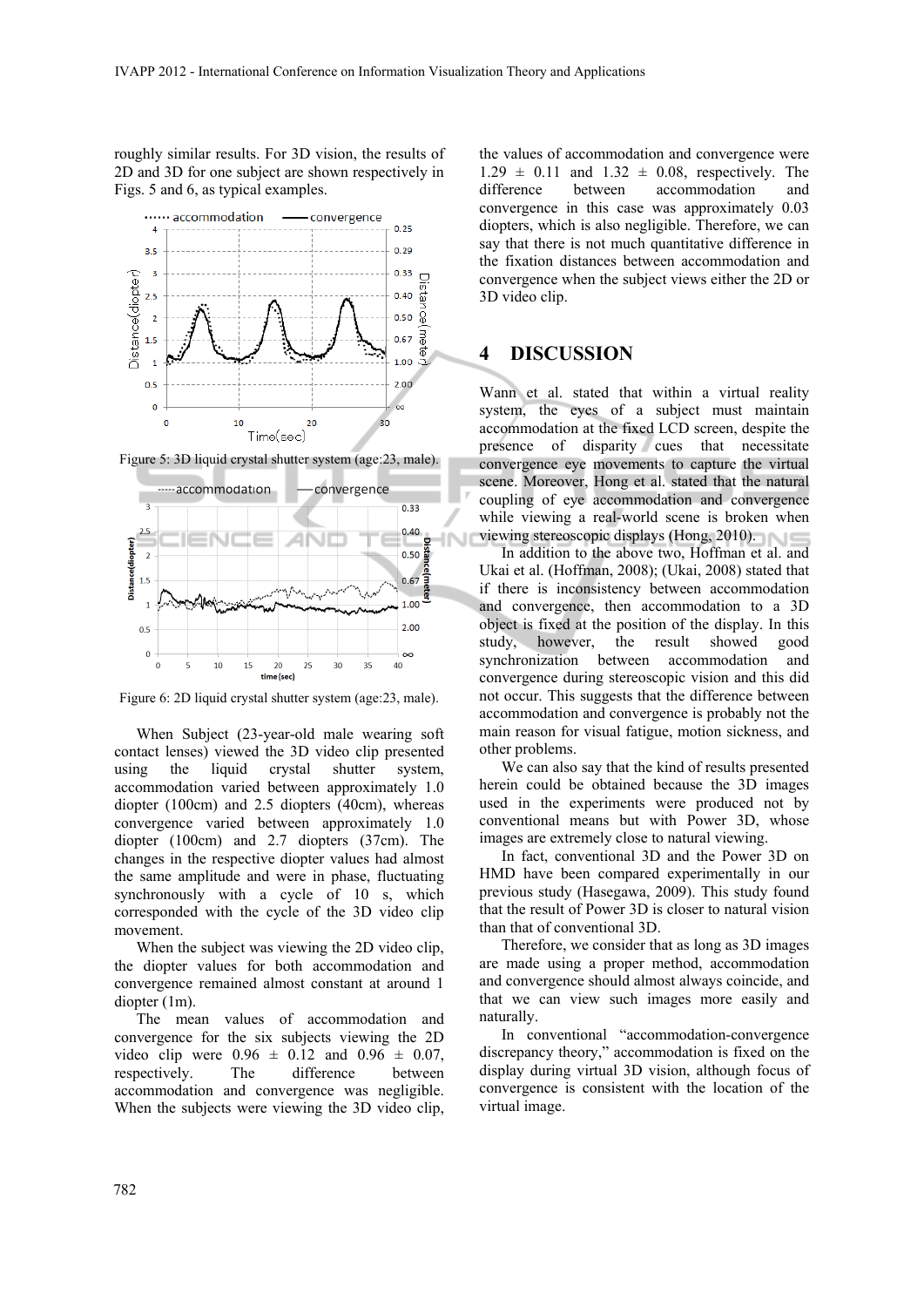roughly similar results. For 3D vision, the results of 2D and 3D for one subject are shown respectively in Figs. 5 and 6, as typical examples.

Figure 5: 3D liquid crystal shutter system (age:23, male).

Figure 6: 2D liquid crystal shutter system (age:23, male).

When Subject (23-year-old male wearing soft contact lenses) viewed the 3D video clip presented using the liquid crystal shutter system, accommodation varied between approximately 1.0 diopter (100cm) and 2.5 diopters (40cm), whereas convergence varied between approximately 1.0 diopter (100cm) and 2.7 diopters (37cm). The changes in the respective diopter values had almost the same amplitude and were in phase, fluctuating synchronously with a cycle of 10 s, which corresponded with the cycle of the 3D video clip movement.

When the subject was viewing the 2D video clip, the diopter values for both accommodation and convergence remained almost constant at around 1 diopter (1m).

The mean values of accommodation and convergence for the six subjects viewing the 2D video clip were 0.96 ± 0.12 and 0.96 ± 0.07, respectively. The difference between accommodation and convergence was negligible. When the subjects were viewing the 3D video clip, the values of accommodation and convergence were 1.29 ± 0.11 and 1.32 ± 0.08, respectively. The difference between accommodation and convergence in this case was approximately 0.03 diopters, which is also negligible. Therefore, we can say that there is not much quantitative difference in the fixation distances between accommodation and convergence when the subject views either the 2D or 3D video clip.

## 4 DISCUSSION

Wann et al. stated that within a virtual reality system, the eyes of a subject must maintain accommodation at the fixed LCD screen, despite the presence of disparity cues that necessitate convergence eye movements to capture the virtual scene. Moreover, Hong et al. stated that the natural coupling of eye accommodation and convergence while viewing a real-world scene is broken when viewing stereoscopic displays (Hong, 2010).

In addition to the above two, Hoffman et al. and Ukai et al. (Hoffman, 2008); (Ukai, 2008) stated that if there is inconsistency between accommodation and convergence, then accommodation to a 3D object is fixed at the position of the display. In this study, however, the result showed good synchronization between accommodation and convergence during stereoscopic vision and this did not occur. This suggests that the difference between accommodation and convergence is probably not the main reason for visual fatigue, motion sickness, and other problems.

We can also say that the kind of results presented herein could be obtained because the 3D images used in the experiments were produced not by conventional means but with Power 3D, whose images are extremely close to natural viewing.

In fact, conventional 3D and the Power 3D on HMD have been compared experimentally in our previous study (Hasegawa, 2009). This study found that the result of Power 3D is closer to natural vision than that of conventional 3D.

Therefore, we consider that as long as 3D images are made using a proper method, accommodation and convergence should almost always coincide, and that we can view such images more easily and naturally.

In conventional "accommodation-convergence discrepancy theory," accommodation is fixed on the display during virtual 3D vision, although focus of convergence is consistent with the location of the virtual image.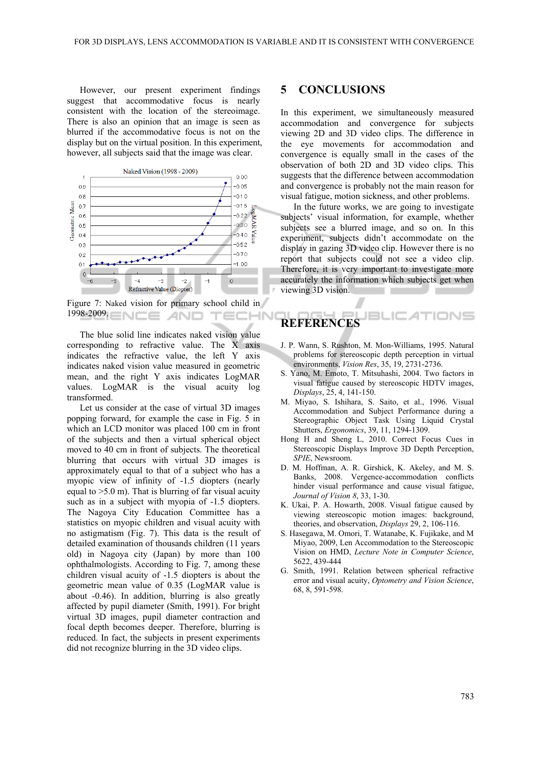However, our present experiment findings suggest that accommodative focus is nearly consistent with the location of the stereoimage. There is also an opinion that an image is seen as blurred if the accommodative focus is not on the display but on the virtual position. In this experiment, however, all subjects said that the image was clear.

Naked Vision (1998 - 2009)

Geometric Mean

1
0.9
0.8
0.7
0.6
0.5
0.4
0.3
0.2
0.1
0

LogMAR Value

0.00
-0.05
-0.10
-0.15
-0.22
-0.30
-0.40
-0.52
-0.70
-1.00

-6 -5 -4 -3 -2 -1 0

Refractive Value (Diopter)

Figure 7: Naked vision for primary school child in 1998-2009.

The blue solid line indicates naked vision value corresponding to refractive value. The X axis indicates the refractive value, the left Y axis indicates naked vision value measured in geometric mean, and the right Y axis indicates LogMAR values. LogMAR is the visual acuity log transformed.

Let us consider at the case of virtual 3D images popping forward, for example the case in Fig. 5 in which an LCD monitor was placed 100 cm in front of the subjects and then a virtual spherical object moved to 40 cm in front of subjects. The theoretical blurring that occurs with virtual 3D images is approximately equal to that of a subject who has a myopic view of infinity of -1.5 diopters (nearly equal to >5.0 m). That is blurring of far visual acuity such as in a subject with myopia of -1.5 diopters. The Nagoya City Education Committee has a statistics on myopic children and visual acuity with no astigmatism (Fig. 7). This data is the result of detailed examination of thousands children (11 years old) in Nagoya city (Japan) by more than 100 ophthalmologists. According to Fig. 7, among these children visual acuity of -1.5 diopters is about the geometric mean value of 0.35 (LogMAR value is about -0.46). In addition, blurring is also greatly affected by pupil diameter (Smith, 1991). For bright virtual 3D images, pupil diameter contraction and focal depth becomes deeper. Therefore, blurring is reduced. In fact, the subjects in present experiments did not recognize blurring in the 3D video clips.

# 5 CONCLUSIONS

In this experiment, we simultaneously measured accommodation and convergence for subjects viewing 2D and 3D video clips. The difference in the eye movements for accommodation and convergence is equally small in the cases of the observation of both 2D and 3D video clips. This suggests that the difference between accommodation and convergence is probably not the main reason for visual fatigue, motion sickness, and other problems.

In the future works, we are going to investigate subjects' visual information, for example, whether subjects see a blurred image, and so on. In this experiment, subjects didn't accommodate on the display in gazing 3D video clip. However there is no report that subjects could not see a video clip. Therefore, it is very important to investigate more accurately the information which subjects get when viewing 3D vision.

# REFERENCES

J. P. Wann, S. Rushton, M. Mon-Williams, 1995. Natural problems for stereoscopic depth perception in virtual environments, *Vision Res*, 35, 19, 2731-2736.

S. Yano, M. Emoto, T. Mitsuhashi, 2004. Two factors in visual fatigue caused by stereoscopic HDTV images, *Displays*, 25, 4, 141-150.

M. Miyao, S. Ishihara, S. Saito, et al., 1996. Visual Accommodation and Subject Performance during a Stereographic Object Task Using Liquid Crystal Shutters, *Ergonomics*, 39, 11, 1294-1309.

Hong H and Sheng L, 2010. Correct Focus Cues in Stereoscopic Displays Improve 3D Depth Perception, *SPIE*, Newsroom.

D. M. Hoffman, A. R. Girshick, K. Akeley, and M. S. Banks, 2008. Vergence-accommodation conflicts hinder visual performance and cause visual fatigue, *Journal of Vision 8*, 33, 1-30.

K. Ukai, P. A. Howarth, 2008. Visual fatigue caused by viewing stereoscopic motion images: background, theories, and observation, *Displays* 29, 2, 106-116.

S. Hasegawa, M. Omori, T. Watanabe, K. Fujikake, and M Miyao, 2009, Len Accommodation to the Stereoscopic Vision on HMD, *Lecture Note in Computer Science*, 5622, 439-444

G. Smith, 1991. Relation between spherical refractive error and visual acuity, *Optometry and Vision Science*, 68, 8, 591-598.